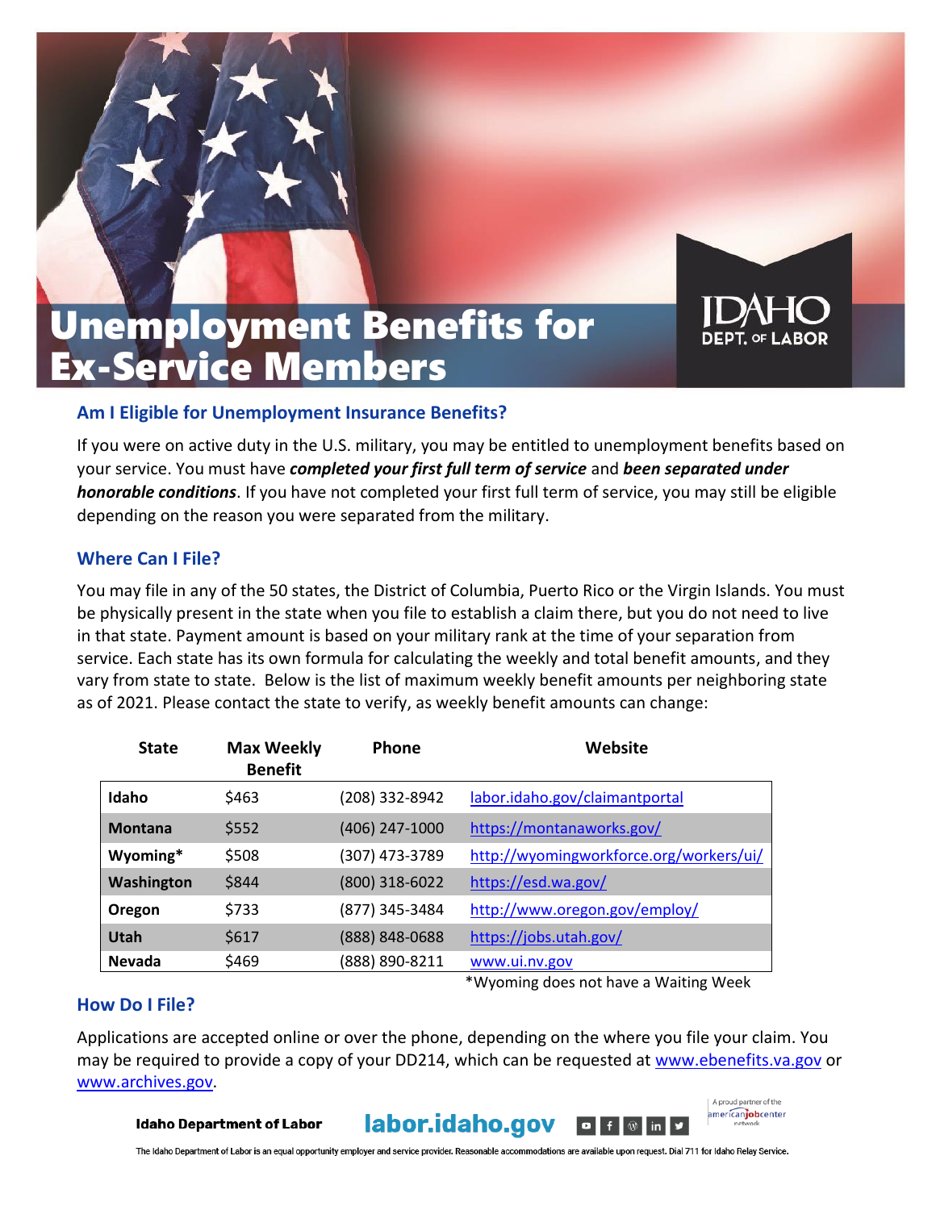# Unemployment Benefits for Ex-Service Members

IDAHO DEPT. OF LABOR

## Am I Eligible for Unemployment Insurance Benefits?

If you were on active duty in the U.S. military, you may be entitled to unemployment benefits based on your service. You must have ***completed your first full term of service*** and ***been separated under honorable conditions***. If you have not completed your first full term of service, you may still be eligible depending on the reason you were separated from the military.

## Where Can I File?

You may file in any of the 50 states, the District of Columbia, Puerto Rico or the Virgin Islands. You must be physically present in the state when you file to establish a claim there, but you do not need to live in that state. Payment amount is based on your military rank at the time of your separation from service. Each state has its own formula for calculating the weekly and total benefit amounts, and they vary from state to state. Below is the list of maximum weekly benefit amounts per neighboring state as of 2021. Please contact the state to verify, as weekly benefit amounts can change:

| State | Max Weekly Benefit | Phone | Website |
|---|---|---|---|
| **Idaho** | $463 | (208) 332-8942 | labor.idaho.gov/claimantportal |
| **Montana** | $552 | (406) 247-1000 | https://montanaworks.gov/ |
| **Wyoming*** | $508 | (307) 473-3789 | http://wyomingworkforce.org/workers/ui/ |
| **Washington** | $844 | (800) 318-6022 | https://esd.wa.gov/ |
| **Oregon** | $733 | (877) 345-3484 | http://www.oregon.gov/employ/ |
| **Utah** | $617 | (888) 848-0688 | https://jobs.utah.gov/ |
| **Nevada** | $469 | (888) 890-8211 | www.ui.nv.gov |

*Wyoming does not have a Waiting Week

## How Do I File?

Applications are accepted online or over the phone, depending on the where you file your claim. You may be required to provide a copy of your DD214, which can be requested at www.ebenefits.va.gov or www.archives.gov.

**Idaho Department of Labor** labor.idaho.gov

A proud partner of the americanjobcenter network

The Idaho Department of Labor is an equal opportunity employer and service provider. Reasonable accommodations are available upon request. Dial 711 for Idaho Relay Service.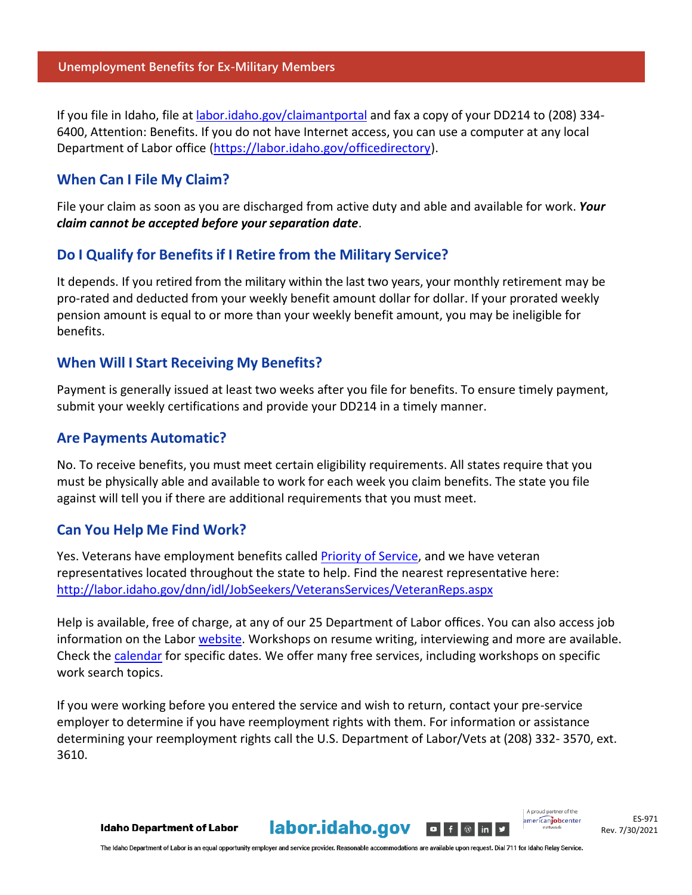If you file in Idaho, file at [labor.idaho.gov/claimantportal](labor.idaho.gov/claimantportal) and fax a copy of your DD214 to (208) 334-6400, Attention: Benefits. If you do not have Internet access, you can use a computer at any local Department of Labor office ([https://labor.idaho.gov/officedirectory](https://labor.idaho.gov/officedirectory)).

## When Can I File My Claim?

File your claim as soon as you are discharged from active duty and able and available for work. ***Your claim cannot be accepted before your separation date***.

## Do I Qualify for Benefits if I Retire from the Military Service?

It depends. If you retired from the military within the last two years, your monthly retirement may be pro-rated and deducted from your weekly benefit amount dollar for dollar. If your prorated weekly pension amount is equal to or more than your weekly benefit amount, you may be ineligible for benefits.

## When Will I Start Receiving My Benefits?

Payment is generally issued at least two weeks after you file for benefits. To ensure timely payment, submit your weekly certifications and provide your DD214 in a timely manner.

## Are Payments Automatic?

No. To receive benefits, you must meet certain eligibility requirements. All states require that you must be physically able and available to work for each week you claim benefits. The state you file against will tell you if there are additional requirements that you must meet.

## Can You Help Me Find Work?

Yes. Veterans have employment benefits called Priority of Service, and we have veteran representatives located throughout the state to help. Find the nearest representative here: [http://labor.idaho.gov/dnn/idl/JobSeekers/VeteransServices/VeteranReps.aspx](http://labor.idaho.gov/dnn/idl/JobSeekers/VeteransServices/VeteranReps.aspx)

Help is available, free of charge, at any of our 25 Department of Labor offices. You can also access job information on the Labor website. Workshops on resume writing, interviewing and more are available. Check the calendar for specific dates. We offer many free services, including workshops on specific work search topics.

If you were working before you entered the service and wish to return, contact your pre-service employer to determine if you have reemployment rights with them. For information or assistance determining your reemployment rights call the U.S. Department of Labor/Vets at (208) 332- 3570, ext. 3610.

**Idaho Department of Labor** labor.idaho.gov

ES-971
Rev. 7/30/2021

The Idaho Department of Labor is an equal opportunity employer and service provider. Reasonable accommodations are available upon request. Dial 711 for Idaho Relay Service.